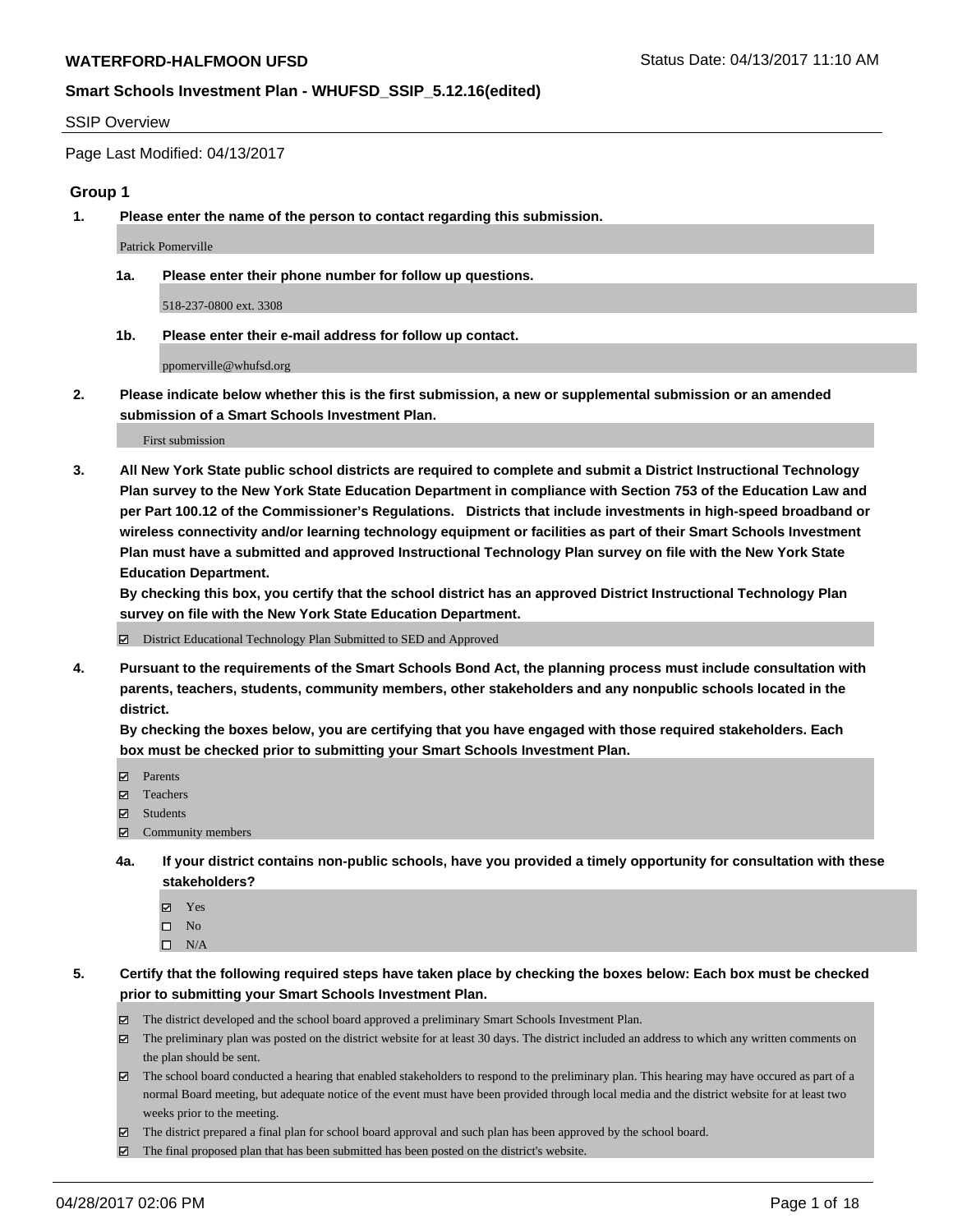**WATERFORD-HALFMOON UFSD** Status Date: 04/13/2017 11:10 AM

**Smart Schools Investment Plan - WHUFSD_SSIP_5.12.16(edited)**

SSIP Overview

Page Last Modified: 04/13/2017

## Group 1

1. **Please enter the name of the person to contact regarding this submission.**

   Patrick Pomerville

   1a. **Please enter their phone number for follow up questions.**

   518-237-0800 ext. 3308

   1b. **Please enter their e-mail address for follow up contact.**

   ppomerville@whufsd.org

2. **Please indicate below whether this is the first submission, a new or supplemental submission or an amended submission of a Smart Schools Investment Plan.**

   First submission

3. **All New York State public school districts are required to complete and submit a District Instructional Technology Plan survey to the New York State Education Department in compliance with Section 753 of the Education Law and per Part 100.12 of the Commissioner's Regulations. Districts that include investments in high-speed broadband or wireless connectivity and/or learning technology equipment or facilities as part of their Smart Schools Investment Plan must have a submitted and approved Instructional Technology Plan survey on file with the New York State Education Department.**
   **By checking this box, you certify that the school district has an approved District Instructional Technology Plan survey on file with the New York State Education Department.**

   ☑ District Educational Technology Plan Submitted to SED and Approved

4. **Pursuant to the requirements of the Smart Schools Bond Act, the planning process must include consultation with parents, teachers, students, community members, other stakeholders and any nonpublic schools located in the district.**
   **By checking the boxes below, you are certifying that you have engaged with those required stakeholders. Each box must be checked prior to submitting your Smart Schools Investment Plan.**

   ☑ Parents
   ☑ Teachers
   ☑ Students
   ☑ Community members

   4a. **If your district contains non-public schools, have you provided a timely opportunity for consultation with these stakeholders?**

   ☑ Yes
   ☐ No
   ☐ N/A

5. **Certify that the following required steps have taken place by checking the boxes below: Each box must be checked prior to submitting your Smart Schools Investment Plan.**

   ☑ The district developed and the school board approved a preliminary Smart Schools Investment Plan.
   ☑ The preliminary plan was posted on the district website for at least 30 days. The district included an address to which any written comments on the plan should be sent.
   ☑ The school board conducted a hearing that enabled stakeholders to respond to the preliminary plan. This hearing may have occured as part of a normal Board meeting, but adequate notice of the event must have been provided through local media and the district website for at least two weeks prior to the meeting.
   ☑ The district prepared a final plan for school board approval and such plan has been approved by the school board.
   ☑ The final proposed plan that has been submitted has been posted on the district's website.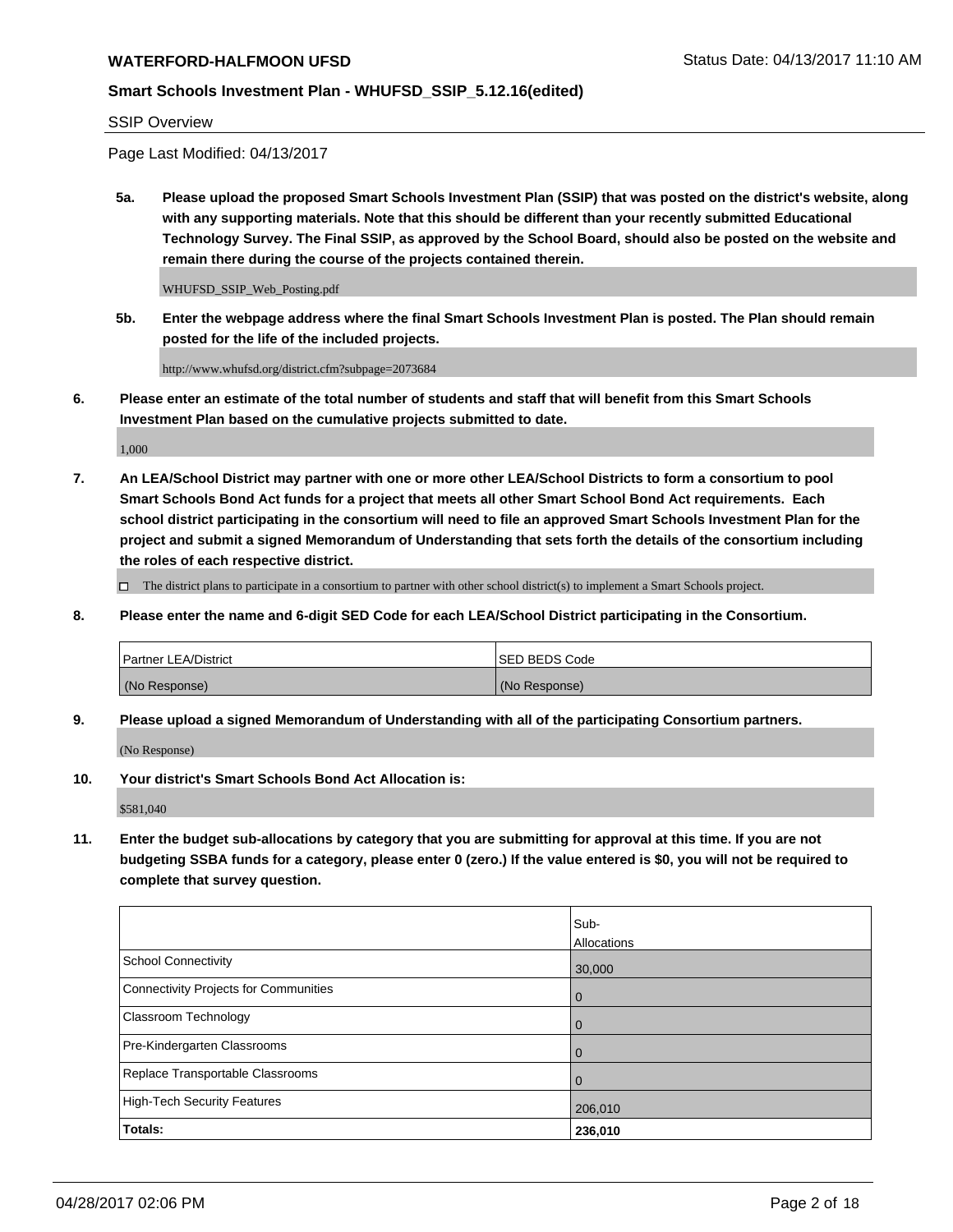**WATERFORD-HALFMOON UFSD** Status Date: 04/13/2017 11:10 AM

**Smart Schools Investment Plan - WHUFSD_SSIP_5.12.16(edited)**

SSIP Overview

Page Last Modified: 04/13/2017

**5a. Please upload the proposed Smart Schools Investment Plan (SSIP) that was posted on the district's website, along with any supporting materials. Note that this should be different than your recently submitted Educational Technology Survey. The Final SSIP, as approved by the School Board, should also be posted on the website and remain there during the course of the projects contained therein.**

WHUFSD_SSIP_Web_Posting.pdf

**5b. Enter the webpage address where the final Smart Schools Investment Plan is posted. The Plan should remain posted for the life of the included projects.**

http://www.whufsd.org/district.cfm?subpage=2073684

**6. Please enter an estimate of the total number of students and staff that will benefit from this Smart Schools Investment Plan based on the cumulative projects submitted to date.**

1,000

**7. An LEA/School District may partner with one or more other LEA/School Districts to form a consortium to pool Smart Schools Bond Act funds for a project that meets all other Smart School Bond Act requirements. Each school district participating in the consortium will need to file an approved Smart Schools Investment Plan for the project and submit a signed Memorandum of Understanding that sets forth the details of the consortium including the roles of each respective district.**

☐ The district plans to participate in a consortium to partner with other school district(s) to implement a Smart Schools project.

**8. Please enter the name and 6-digit SED Code for each LEA/School District participating in the Consortium.**

| Partner LEA/District | SED BEDS Code |
|---|---|
| (No Response) | (No Response) |

**9. Please upload a signed Memorandum of Understanding with all of the participating Consortium partners.**

(No Response)

**10. Your district's Smart Schools Bond Act Allocation is:**

$581,040

**11. Enter the budget sub-allocations by category that you are submitting for approval at this time. If you are not budgeting SSBA funds for a category, please enter 0 (zero.) If the value entered is $0, you will not be required to complete that survey question.**

| | Sub-Allocations |
|---|---|
| School Connectivity | 30,000 |
| Connectivity Projects for Communities | 0 |
| Classroom Technology | 0 |
| Pre-Kindergarten Classrooms | 0 |
| Replace Transportable Classrooms | 0 |
| High-Tech Security Features | 206,010 |
| **Totals:** | **236,010** |

04/28/2017 02:06 PM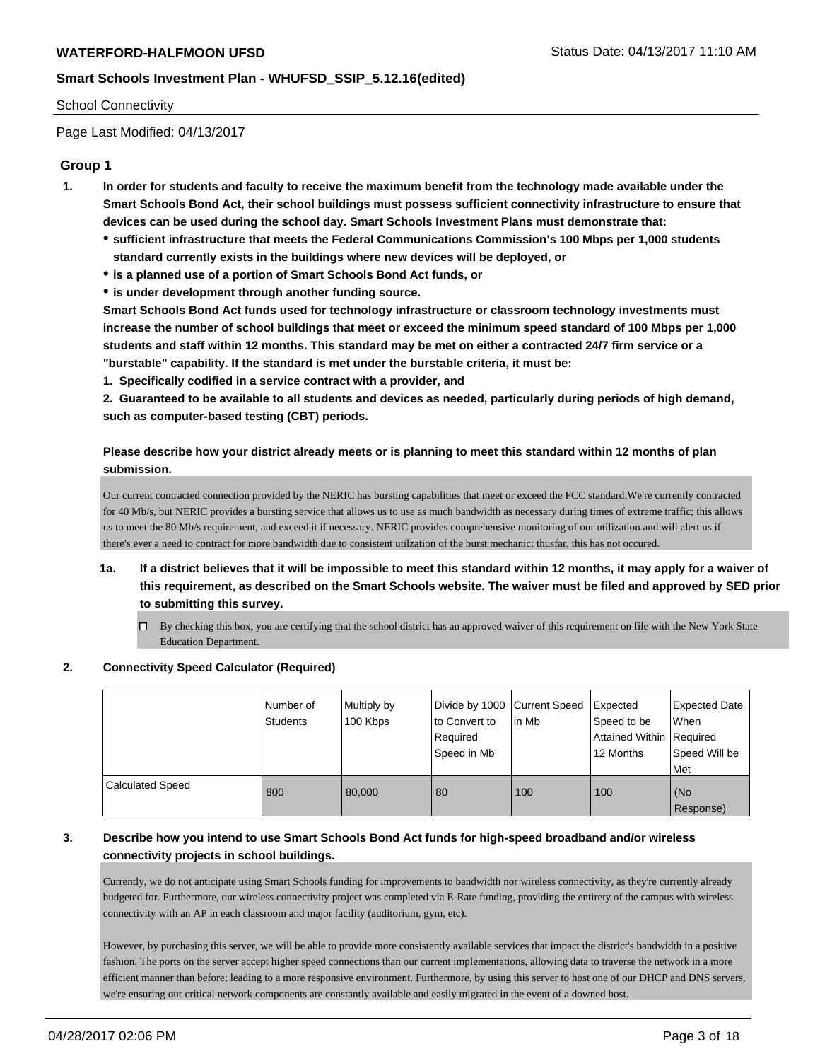School Connectivity

Page Last Modified: 04/13/2017

## Group 1

1. **In order for students and faculty to receive the maximum benefit from the technology made available under the Smart Schools Bond Act, their school buildings must possess sufficient connectivity infrastructure to ensure that devices can be used during the school day. Smart Schools Investment Plans must demonstrate that:**
   - **sufficient infrastructure that meets the Federal Communications Commission's 100 Mbps per 1,000 students standard currently exists in the buildings where new devices will be deployed, or**
   - **is a planned use of a portion of Smart Schools Bond Act funds, or**
   - **is under development through another funding source.**

   **Smart Schools Bond Act funds used for technology infrastructure or classroom technology investments must increase the number of school buildings that meet or exceed the minimum speed standard of 100 Mbps per 1,000 students and staff within 12 months. This standard may be met on either a contracted 24/7 firm service or a "burstable" capability. If the standard is met under the burstable criteria, it must be:**

   **1. Specifically codified in a service contract with a provider, and**

   **2. Guaranteed to be available to all students and devices as needed, particularly during periods of high demand, such as computer-based testing (CBT) periods.**

   **Please describe how your district already meets or is planning to meet this standard within 12 months of plan submission.**

   Our current contracted connection provided by the NERIC has bursting capabilities that meet or exceed the FCC standard.We're currently contracted for 40 Mb/s, but NERIC provides a bursting service that allows us to use as much bandwidth as necessary during times of extreme traffic; this allows us to meet the 80 Mb/s requirement, and exceed it if necessary. NERIC provides comprehensive monitoring of our utilization and will alert us if there's ever a need to contract for more bandwidth due to consistent utilzation of the burst mechanic; thusfar, this has not occured.

   1a. **If a district believes that it will be impossible to meet this standard within 12 months, it may apply for a waiver of this requirement, as described on the Smart Schools website. The waiver must be filed and approved by SED prior to submitting this survey.**

   ☐ By checking this box, you are certifying that the school district has an approved waiver of this requirement on file with the New York State Education Department.

2. **Connectivity Speed Calculator (Required)**

| | Number of Students | Multiply by 100 Kbps | Divide by 1000 to Convert to Required Speed in Mb | Current Speed in Mb | Expected Speed to be Attained Within 12 Months | Expected Date When Required Speed Will be Met |
|---|---|---|---|---|---|---|
| Calculated Speed | 800 | 80,000 | 80 | 100 | 100 | (No Response) |

3. **Describe how you intend to use Smart Schools Bond Act funds for high-speed broadband and/or wireless connectivity projects in school buildings.**

   Currently, we do not anticipate using Smart Schools funding for improvements to bandwidth nor wireless connectivity, as they're currently already budgeted for. Furthermore, our wireless connectivity project was completed via E-Rate funding, providing the entirety of the campus with wireless connectivity with an AP in each classroom and major facility (auditorium, gym, etc).

   However, by purchasing this server, we will be able to provide more consistently available services that impact the district's bandwidth in a positive fashion. The ports on the server accept higher speed connections than our current implementations, allowing data to traverse the network in a more efficient manner than before; leading to a more responsive environment. Furthermore, by using this server to host one of our DHCP and DNS servers, we're ensuring our critical network components are constantly available and easily migrated in the event of a downed host.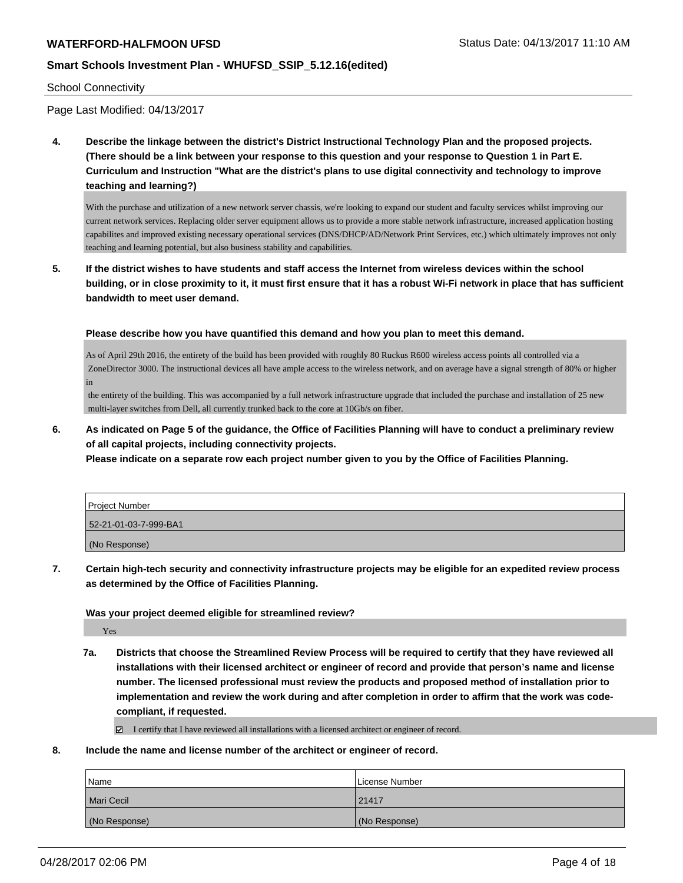School Connectivity

Page Last Modified: 04/13/2017

**4. Describe the linkage between the district's District Instructional Technology Plan and the proposed projects. (There should be a link between your response to this question and your response to Question 1 in Part E. Curriculum and Instruction "What are the district's plans to use digital connectivity and technology to improve teaching and learning?)**

With the purchase and utilization of a new network server chassis, we're looking to expand our student and faculty services whilst improving our current network services. Replacing older server equipment allows us to provide a more stable network infrastructure, increased application hosting capabilites and improved existing necessary operational services (DNS/DHCP/AD/Network Print Services, etc.) which ultimately improves not only teaching and learning potential, but also business stability and capabilities.

**5. If the district wishes to have students and staff access the Internet from wireless devices within the school building, or in close proximity to it, it must first ensure that it has a robust Wi-Fi network in place that has sufficient bandwidth to meet user demand.**

**Please describe how you have quantified this demand and how you plan to meet this demand.**

As of April 29th 2016, the entirety of the build has been provided with roughly 80 Ruckus R600 wireless access points all controlled via a ZoneDirector 3000. The instructional devices all have ample access to the wireless network, and on average have a signal strength of 80% or higher in the entirety of the building. This was accompanied by a full network infrastructure upgrade that included the purchase and installation of 25 new multi-layer switches from Dell, all currently trunked back to the core at 10Gb/s on fiber.

**6. As indicated on Page 5 of the guidance, the Office of Facilities Planning will have to conduct a preliminary review of all capital projects, including connectivity projects.**
**Please indicate on a separate row each project number given to you by the Office of Facilities Planning.**

| Project Number |
|---|
| 52-21-01-03-7-999-BA1 |
| (No Response) |

**7. Certain high-tech security and connectivity infrastructure projects may be eligible for an expedited review process as determined by the Office of Facilities Planning.**

**Was your project deemed eligible for streamlined review?**

Yes

**7a. Districts that choose the Streamlined Review Process will be required to certify that they have reviewed all installations with their licensed architect or engineer of record and provide that person's name and license number. The licensed professional must review the products and proposed method of installation prior to implementation and review the work during and after completion in order to affirm that the work was code-compliant, if requested.**

☑ I certify that I have reviewed all installations with a licensed architect or engineer of record.

**8. Include the name and license number of the architect or engineer of record.**

| Name | License Number |
|---|---|
| Mari Cecil | 21417 |
| (No Response) | (No Response) |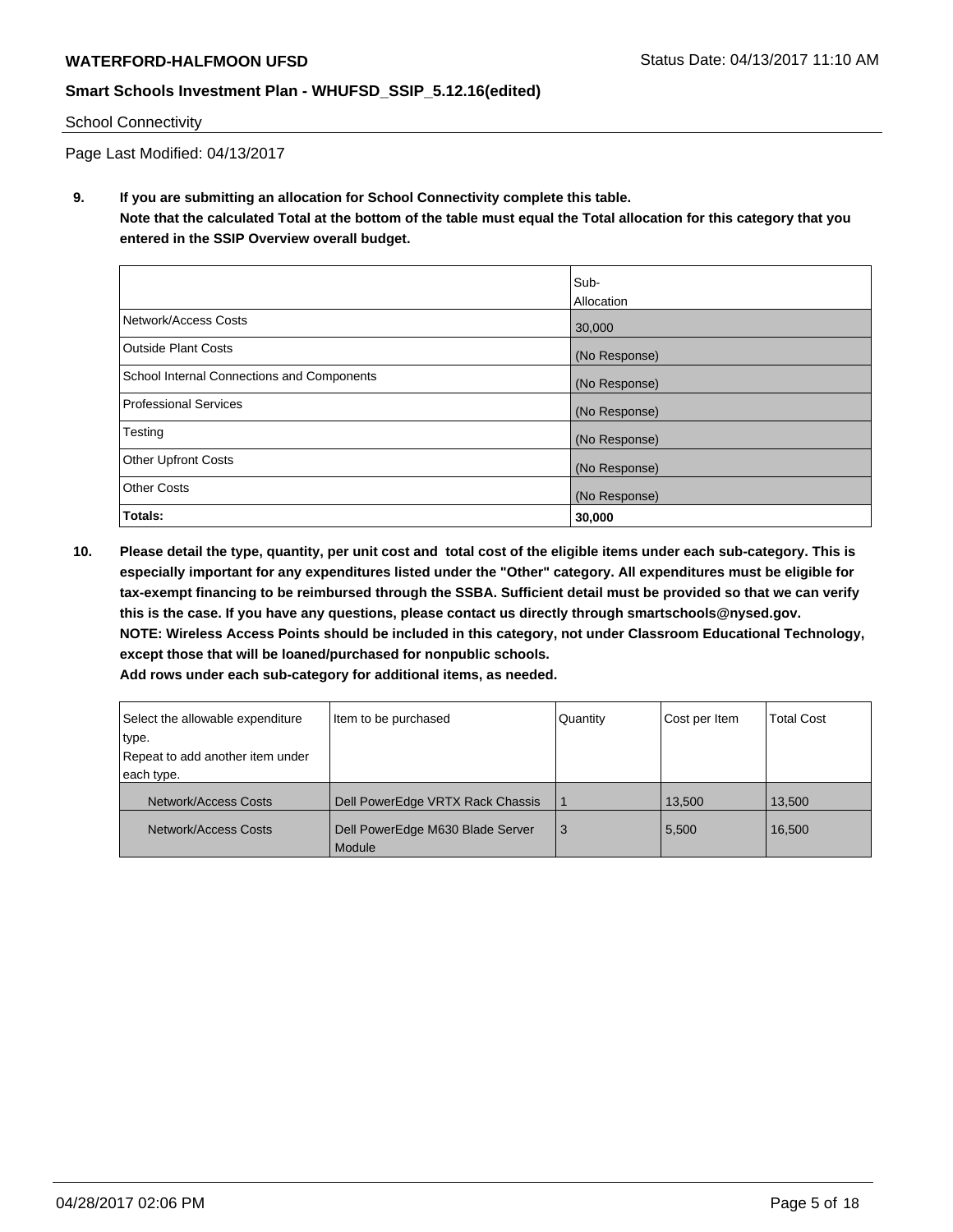School Connectivity

Page Last Modified: 04/13/2017

**9. If you are submitting an allocation for School Connectivity complete this table.**
**Note that the calculated Total at the bottom of the table must equal the Total allocation for this category that you entered in the SSIP Overview overall budget.**

| | Sub-Allocation |
|---|---|
| Network/Access Costs | 30,000 |
| Outside Plant Costs | (No Response) |
| School Internal Connections and Components | (No Response) |
| Professional Services | (No Response) |
| Testing | (No Response) |
| Other Upfront Costs | (No Response) |
| Other Costs | (No Response) |
| **Totals:** | **30,000** |

**10. Please detail the type, quantity, per unit cost and total cost of the eligible items under each sub-category. This is especially important for any expenditures listed under the "Other" category. All expenditures must be eligible for tax-exempt financing to be reimbursed through the SSBA. Sufficient detail must be provided so that we can verify this is the case. If you have any questions, please contact us directly through smartschools@nysed.gov.**
**NOTE: Wireless Access Points should be included in this category, not under Classroom Educational Technology, except those that will be loaned/purchased for nonpublic schools.**
**Add rows under each sub-category for additional items, as needed.**

| Select the allowable expenditure type. Repeat to add another item under each type. | Item to be purchased | Quantity | Cost per Item | Total Cost |
|---|---|---|---|---|
| Network/Access Costs | Dell PowerEdge VRTX Rack Chassis | 1 | 13,500 | 13,500 |
| Network/Access Costs | Dell PowerEdge M630 Blade Server Module | 3 | 5,500 | 16,500 |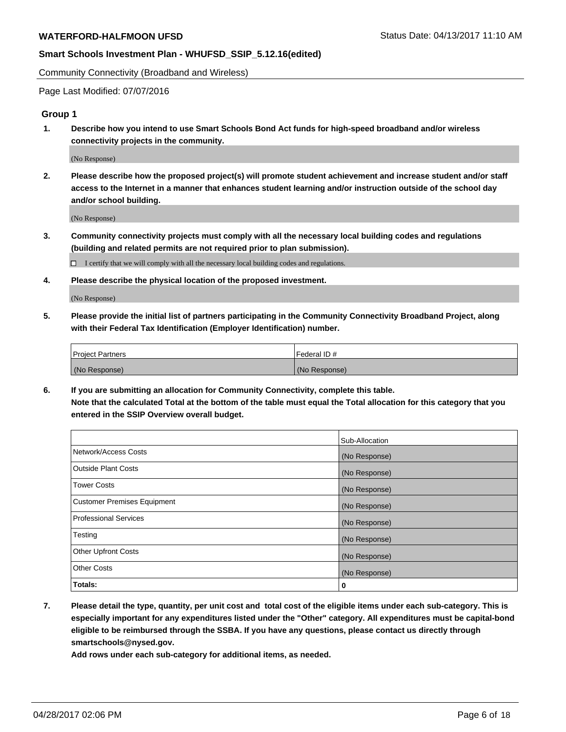Community Connectivity (Broadband and Wireless)

Page Last Modified: 07/07/2016

### Group 1

**1. Describe how you intend to use Smart Schools Bond Act funds for high-speed broadband and/or wireless connectivity projects in the community.**

(No Response)

**2. Please describe how the proposed project(s) will promote student achievement and increase student and/or staff access to the Internet in a manner that enhances student learning and/or instruction outside of the school day and/or school building.**

(No Response)

**3. Community connectivity projects must comply with all the necessary local building codes and regulations (building and related permits are not required prior to plan submission).**

☐ I certify that we will comply with all the necessary local building codes and regulations.

**4. Please describe the physical location of the proposed investment.**

(No Response)

**5. Please provide the initial list of partners participating in the Community Connectivity Broadband Project, along with their Federal Tax Identification (Employer Identification) number.**

| Project Partners | Federal ID # |
| --- | --- |
| (No Response) | (No Response) |

**6. If you are submitting an allocation for Community Connectivity, complete this table. Note that the calculated Total at the bottom of the table must equal the Total allocation for this category that you entered in the SSIP Overview overall budget.**

| | Sub-Allocation |
| --- | --- |
| Network/Access Costs | (No Response) |
| Outside Plant Costs | (No Response) |
| Tower Costs | (No Response) |
| Customer Premises Equipment | (No Response) |
| Professional Services | (No Response) |
| Testing | (No Response) |
| Other Upfront Costs | (No Response) |
| Other Costs | (No Response) |
| **Totals:** | **0** |

**7. Please detail the type, quantity, per unit cost and total cost of the eligible items under each sub-category. This is especially important for any expenditures listed under the "Other" category. All expenditures must be capital-bond eligible to be reimbursed through the SSBA. If you have any questions, please contact us directly through smartschools@nysed.gov.**

**Add rows under each sub-category for additional items, as needed.**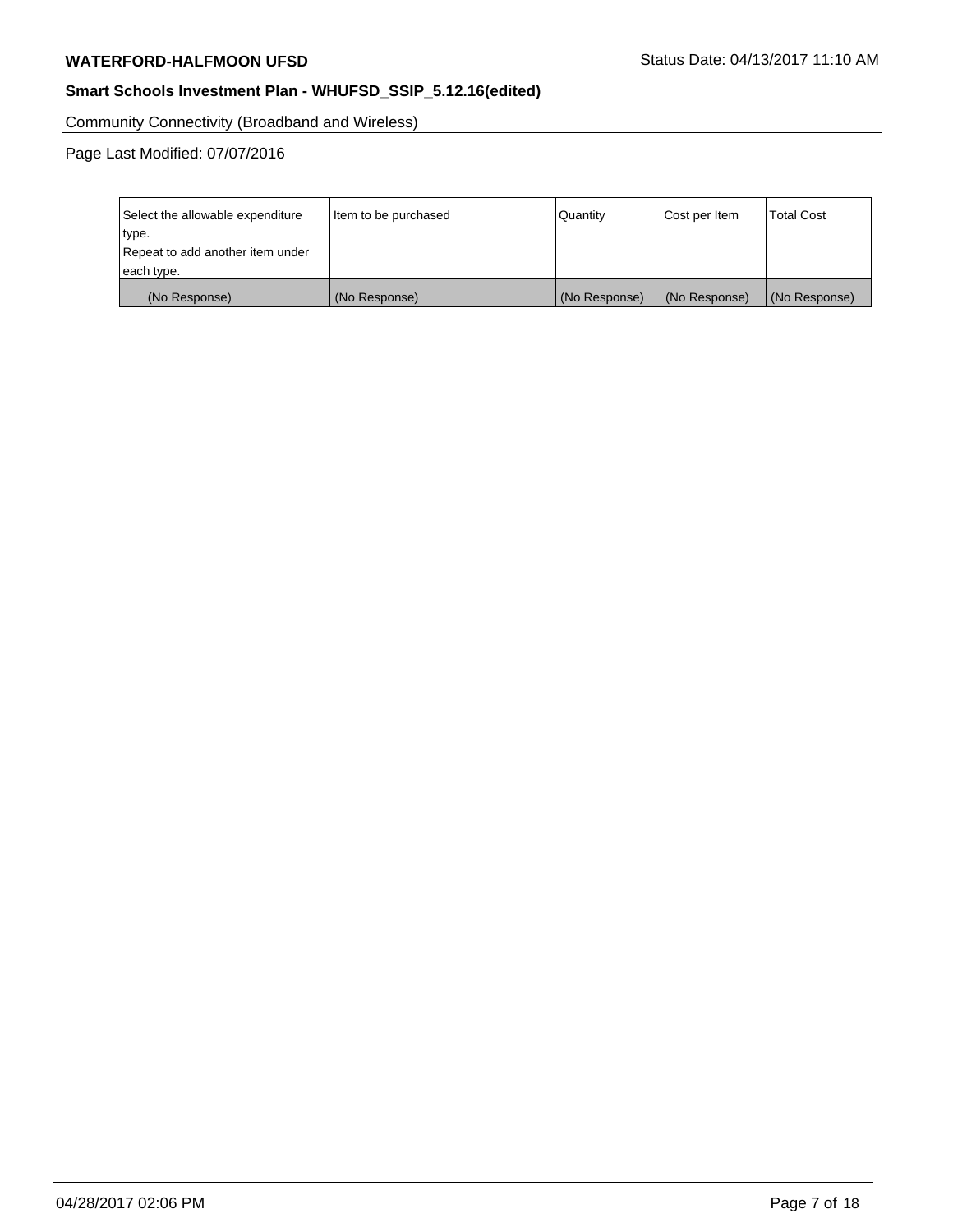Community Connectivity (Broadband and Wireless)

Page Last Modified: 07/07/2016

| Select the allowable expenditure type. Repeat to add another item under each type. | Item to be purchased | Quantity | Cost per Item | Total Cost |
|---|---|---|---|---|
| (No Response) | (No Response) | (No Response) | (No Response) | (No Response) |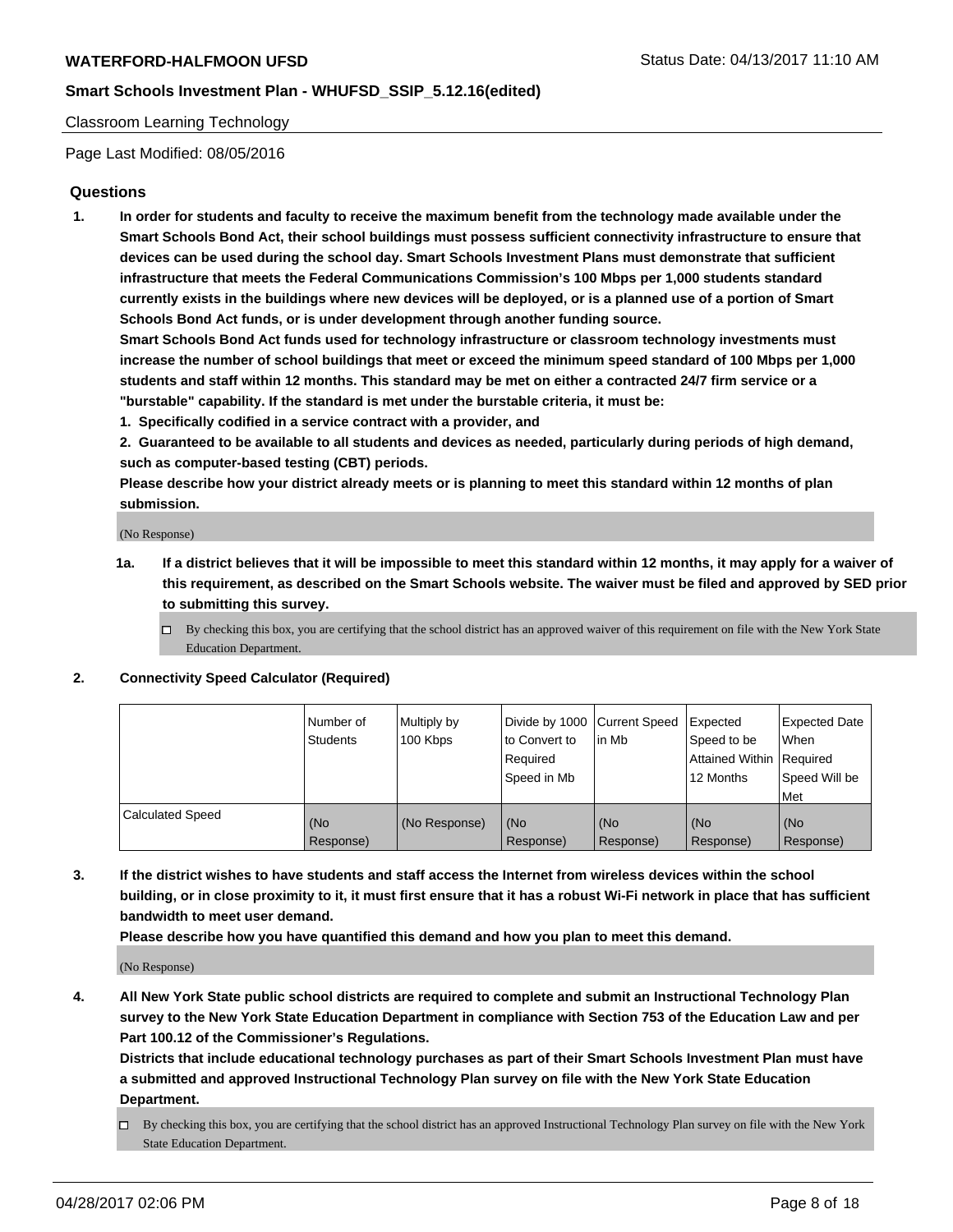Classroom Learning Technology

Page Last Modified: 08/05/2016

## Questions

**1. In order for students and faculty to receive the maximum benefit from the technology made available under the Smart Schools Bond Act, their school buildings must possess sufficient connectivity infrastructure to ensure that devices can be used during the school day. Smart Schools Investment Plans must demonstrate that sufficient infrastructure that meets the Federal Communications Commission's 100 Mbps per 1,000 students standard currently exists in the buildings where new devices will be deployed, or is a planned use of a portion of Smart Schools Bond Act funds, or is under development through another funding source.**

**Smart Schools Bond Act funds used for technology infrastructure or classroom technology investments must increase the number of school buildings that meet or exceed the minimum speed standard of 100 Mbps per 1,000 students and staff within 12 months. This standard may be met on either a contracted 24/7 firm service or a "burstable" capability. If the standard is met under the burstable criteria, it must be:**

**1. Specifically codified in a service contract with a provider, and**

**2. Guaranteed to be available to all students and devices as needed, particularly during periods of high demand, such as computer-based testing (CBT) periods.**

**Please describe how your district already meets or is planning to meet this standard within 12 months of plan submission.**

(No Response)

**1a. If a district believes that it will be impossible to meet this standard within 12 months, it may apply for a waiver of this requirement, as described on the Smart Schools website. The waiver must be filed and approved by SED prior to submitting this survey.**

- ☐ By checking this box, you are certifying that the school district has an approved waiver of this requirement on file with the New York State Education Department.

**2. Connectivity Speed Calculator (Required)**

| | Number of Students | Multiply by 100 Kbps | Divide by 1000 to Convert to Required Speed in Mb | Current Speed in Mb | Expected Speed to be Attained Within 12 Months | Expected Date When Required Speed Will be Met |
|---|---|---|---|---|---|---|
| Calculated Speed | (No Response) | (No Response) | (No Response) | (No Response) | (No Response) | (No Response) |

**3. If the district wishes to have students and staff access the Internet from wireless devices within the school building, or in close proximity to it, it must first ensure that it has a robust Wi-Fi network in place that has sufficient bandwidth to meet user demand.**

**Please describe how you have quantified this demand and how you plan to meet this demand.**

(No Response)

**4. All New York State public school districts are required to complete and submit an Instructional Technology Plan survey to the New York State Education Department in compliance with Section 753 of the Education Law and per Part 100.12 of the Commissioner's Regulations.**

**Districts that include educational technology purchases as part of their Smart Schools Investment Plan must have a submitted and approved Instructional Technology Plan survey on file with the New York State Education Department.**

- ☐ By checking this box, you are certifying that the school district has an approved Instructional Technology Plan survey on file with the New York State Education Department.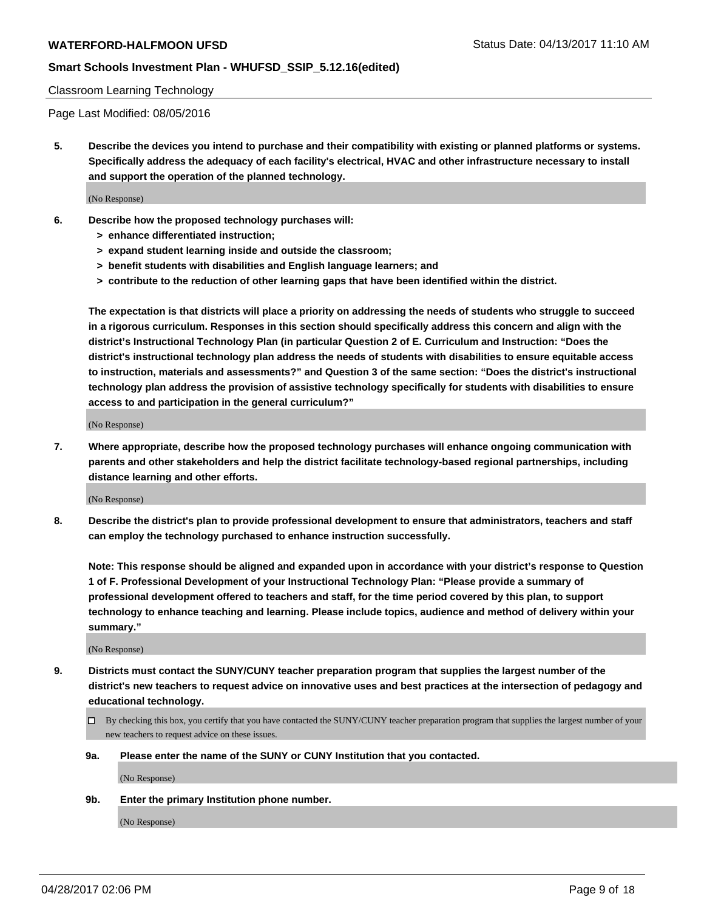Classroom Learning Technology

Page Last Modified: 08/05/2016

**5. Describe the devices you intend to purchase and their compatibility with existing or planned platforms or systems. Specifically address the adequacy of each facility's electrical, HVAC and other infrastructure necessary to install and support the operation of the planned technology.**

(No Response)

**6. Describe how the proposed technology purchases will:**

- **> enhance differentiated instruction;**
- **> expand student learning inside and outside the classroom;**
- **> benefit students with disabilities and English language learners; and**
- **> contribute to the reduction of other learning gaps that have been identified within the district.**

**The expectation is that districts will place a priority on addressing the needs of students who struggle to succeed in a rigorous curriculum. Responses in this section should specifically address this concern and align with the district's Instructional Technology Plan (in particular Question 2 of E. Curriculum and Instruction: "Does the district's instructional technology plan address the needs of students with disabilities to ensure equitable access to instruction, materials and assessments?" and Question 3 of the same section: "Does the district's instructional technology plan address the provision of assistive technology specifically for students with disabilities to ensure access to and participation in the general curriculum?"**

(No Response)

**7. Where appropriate, describe how the proposed technology purchases will enhance ongoing communication with parents and other stakeholders and help the district facilitate technology-based regional partnerships, including distance learning and other efforts.**

(No Response)

**8. Describe the district's plan to provide professional development to ensure that administrators, teachers and staff can employ the technology purchased to enhance instruction successfully.**

**Note: This response should be aligned and expanded upon in accordance with your district's response to Question 1 of F. Professional Development of your Instructional Technology Plan: "Please provide a summary of professional development offered to teachers and staff, for the time period covered by this plan, to support technology to enhance teaching and learning. Please include topics, audience and method of delivery within your summary."**

(No Response)

**9. Districts must contact the SUNY/CUNY teacher preparation program that supplies the largest number of the district's new teachers to request advice on innovative uses and best practices at the intersection of pedagogy and educational technology.**

☐ By checking this box, you certify that you have contacted the SUNY/CUNY teacher preparation program that supplies the largest number of your new teachers to request advice on these issues.

**9a. Please enter the name of the SUNY or CUNY Institution that you contacted.**

(No Response)

**9b. Enter the primary Institution phone number.**

(No Response)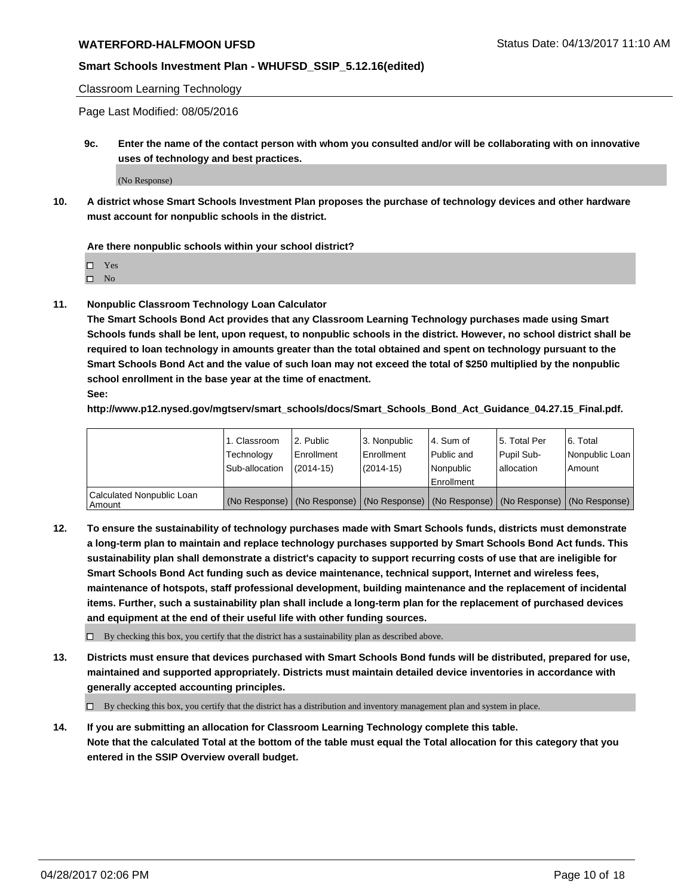Classroom Learning Technology

Page Last Modified: 08/05/2016

**9c. Enter the name of the contact person with whom you consulted and/or will be collaborating with on innovative uses of technology and best practices.**

(No Response)

**10. A district whose Smart Schools Investment Plan proposes the purchase of technology devices and other hardware must account for nonpublic schools in the district.**

**Are there nonpublic schools within your school district?**

- ☐ Yes
- ☐ No

**11. Nonpublic Classroom Technology Loan Calculator**

**The Smart Schools Bond Act provides that any Classroom Learning Technology purchases made using Smart Schools funds shall be lent, upon request, to nonpublic schools in the district. However, no school district shall be required to loan technology in amounts greater than the total obtained and spent on technology pursuant to the Smart Schools Bond Act and the value of such loan may not exceed the total of $250 multiplied by the nonpublic school enrollment in the base year at the time of enactment.**

**See:**

**http://www.p12.nysed.gov/mgtserv/smart_schools/docs/Smart_Schools_Bond_Act_Guidance_04.27.15_Final.pdf.**

| | 1. Classroom Technology Sub-allocation | 2. Public Enrollment (2014-15) | 3. Nonpublic Enrollment (2014-15) | 4. Sum of Public and Nonpublic Enrollment | 5. Total Per Pupil Sub-allocation | 6. Total Nonpublic Loan Amount |
|---|---|---|---|---|---|---|
| Calculated Nonpublic Loan Amount | (No Response) | (No Response) | (No Response) | (No Response) | (No Response) | (No Response) |

**12. To ensure the sustainability of technology purchases made with Smart Schools funds, districts must demonstrate a long-term plan to maintain and replace technology purchases supported by Smart Schools Bond Act funds. This sustainability plan shall demonstrate a district's capacity to support recurring costs of use that are ineligible for Smart Schools Bond Act funding such as device maintenance, technical support, Internet and wireless fees, maintenance of hotspots, staff professional development, building maintenance and the replacement of incidental items. Further, such a sustainability plan shall include a long-term plan for the replacement of purchased devices and equipment at the end of their useful life with other funding sources.**

☐ By checking this box, you certify that the district has a sustainability plan as described above.

**13. Districts must ensure that devices purchased with Smart Schools Bond funds will be distributed, prepared for use, maintained and supported appropriately. Districts must maintain detailed device inventories in accordance with generally accepted accounting principles.**

☐ By checking this box, you certify that the district has a distribution and inventory management plan and system in place.

**14. If you are submitting an allocation for Classroom Learning Technology complete this table. Note that the calculated Total at the bottom of the table must equal the Total allocation for this category that you entered in the SSIP Overview overall budget.**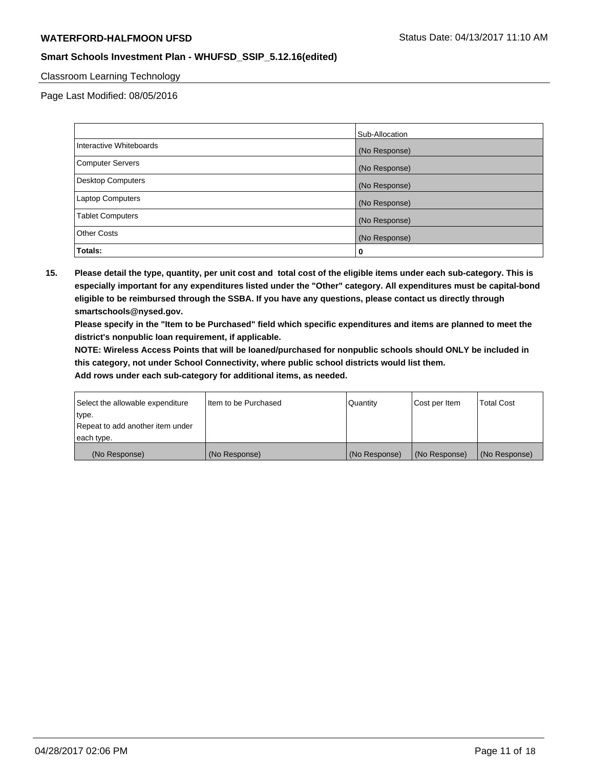## Classroom Learning Technology

Page Last Modified: 08/05/2016

| | Sub-Allocation |
|---|---|
| Interactive Whiteboards | (No Response) |
| Computer Servers | (No Response) |
| Desktop Computers | (No Response) |
| Laptop Computers | (No Response) |
| Tablet Computers | (No Response) |
| Other Costs | (No Response) |
| **Totals:** | **0** |

**15. Please detail the type, quantity, per unit cost and total cost of the eligible items under each sub-category. This is especially important for any expenditures listed under the "Other" category. All expenditures must be capital-bond eligible to be reimbursed through the SSBA. If you have any questions, please contact us directly through smartschools@nysed.gov.**

**Please specify in the "Item to be Purchased" field which specific expenditures and items are planned to meet the district's nonpublic loan requirement, if applicable.**

**NOTE: Wireless Access Points that will be loaned/purchased for nonpublic schools should ONLY be included in this category, not under School Connectivity, where public school districts would list them.**

**Add rows under each sub-category for additional items, as needed.**

| Select the allowable expenditure type. Repeat to add another item under each type. | Item to be Purchased | Quantity | Cost per Item | Total Cost |
|---|---|---|---|---|
| (No Response) | (No Response) | (No Response) | (No Response) | (No Response) |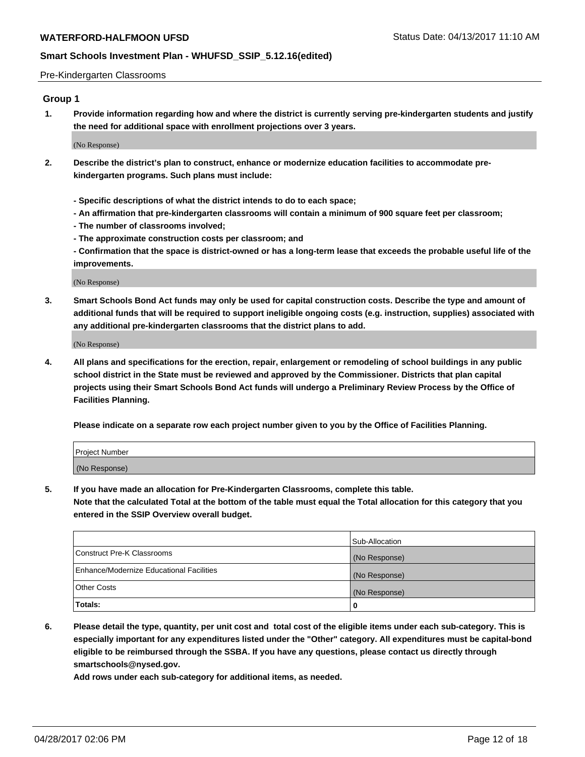Pre-Kindergarten Classrooms

## Group 1

**1. Provide information regarding how and where the district is currently serving pre-kindergarten students and justify the need for additional space with enrollment projections over 3 years.**

(No Response)

**2. Describe the district's plan to construct, enhance or modernize education facilities to accommodate pre-kindergarten programs. Such plans must include:**

**- Specific descriptions of what the district intends to do to each space;**
**- An affirmation that pre-kindergarten classrooms will contain a minimum of 900 square feet per classroom;**
**- The number of classrooms involved;**
**- The approximate construction costs per classroom; and**
**- Confirmation that the space is district-owned or has a long-term lease that exceeds the probable useful life of the improvements.**

(No Response)

**3. Smart Schools Bond Act funds may only be used for capital construction costs. Describe the type and amount of additional funds that will be required to support ineligible ongoing costs (e.g. instruction, supplies) associated with any additional pre-kindergarten classrooms that the district plans to add.**

(No Response)

**4. All plans and specifications for the erection, repair, enlargement or remodeling of school buildings in any public school district in the State must be reviewed and approved by the Commissioner. Districts that plan capital projects using their Smart Schools Bond Act funds will undergo a Preliminary Review Process by the Office of Facilities Planning.**

**Please indicate on a separate row each project number given to you by the Office of Facilities Planning.**

| Project Number |
|---|
| (No Response) |

**5. If you have made an allocation for Pre-Kindergarten Classrooms, complete this table.**
**Note that the calculated Total at the bottom of the table must equal the Total allocation for this category that you entered in the SSIP Overview overall budget.**

| | Sub-Allocation |
|---|---|
| Construct Pre-K Classrooms | (No Response) |
| Enhance/Modernize Educational Facilities | (No Response) |
| Other Costs | (No Response) |
| **Totals:** | **0** |

**6. Please detail the type, quantity, per unit cost and total cost of the eligible items under each sub-category. This is especially important for any expenditures listed under the "Other" category. All expenditures must be capital-bond eligible to be reimbursed through the SSBA. If you have any questions, please contact us directly through smartschools@nysed.gov.**
**Add rows under each sub-category for additional items, as needed.**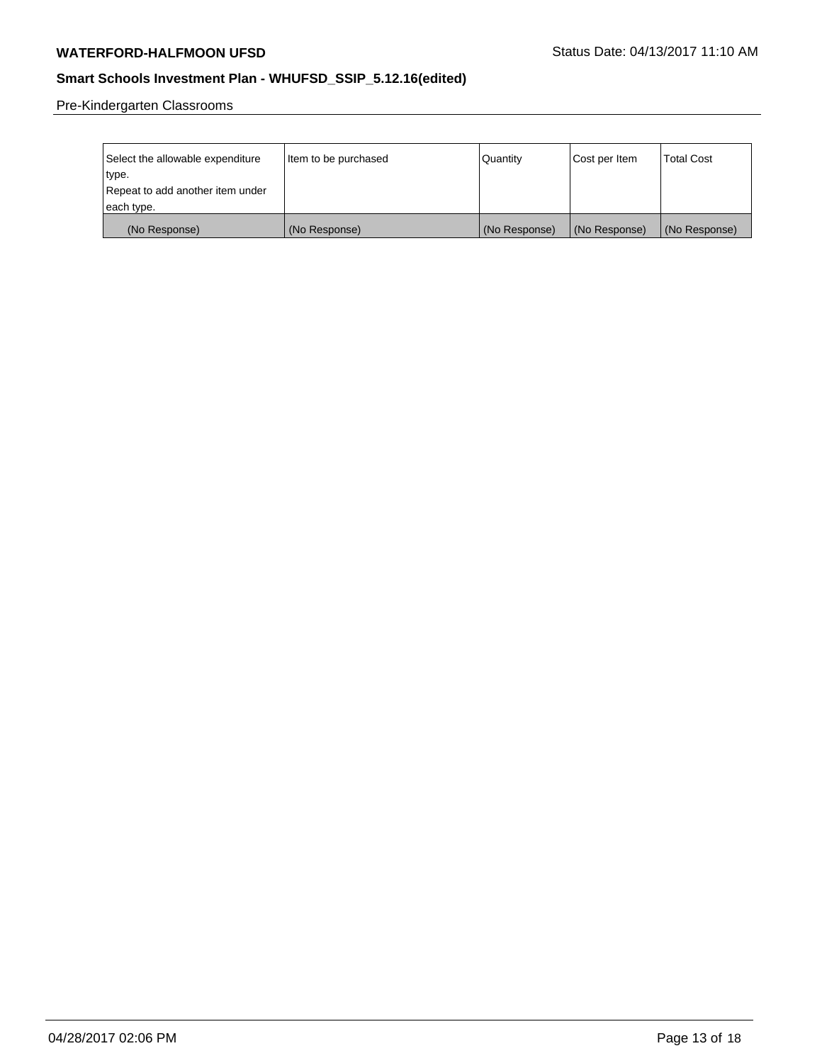Pre-Kindergarten Classrooms

| Select the allowable expenditure type.<br>Repeat to add another item under each type. | Item to be purchased | Quantity | Cost per Item | Total Cost |
|---|---|---|---|---|
| (No Response) | (No Response) | (No Response) | (No Response) | (No Response) |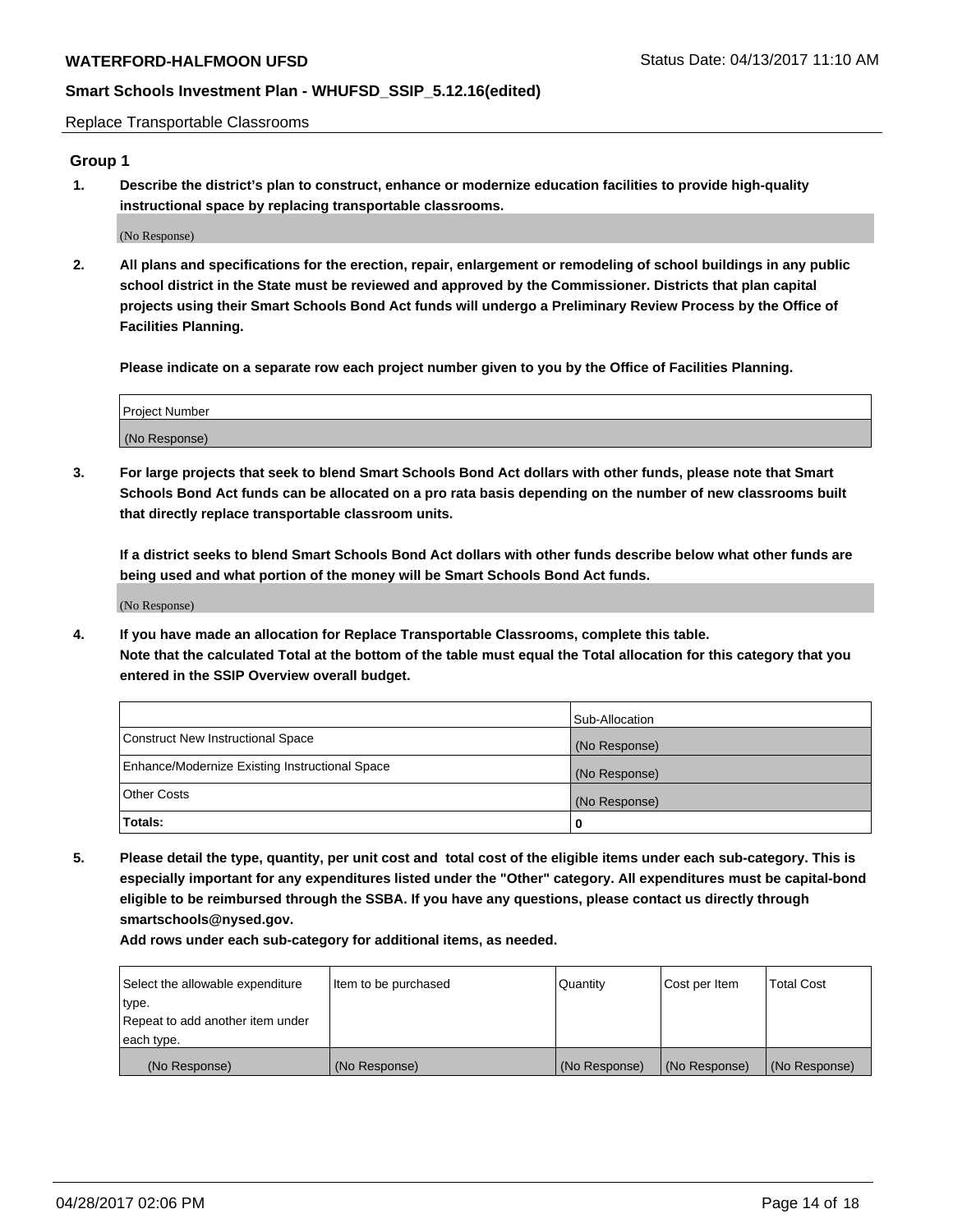Replace Transportable Classrooms

## Group 1

**1. Describe the district's plan to construct, enhance or modernize education facilities to provide high-quality instructional space by replacing transportable classrooms.**

(No Response)

**2. All plans and specifications for the erection, repair, enlargement or remodeling of school buildings in any public school district in the State must be reviewed and approved by the Commissioner. Districts that plan capital projects using their Smart Schools Bond Act funds will undergo a Preliminary Review Process by the Office of Facilities Planning.**

**Please indicate on a separate row each project number given to you by the Office of Facilities Planning.**

| Project Number |
| --- |
| (No Response) |

**3. For large projects that seek to blend Smart Schools Bond Act dollars with other funds, please note that Smart Schools Bond Act funds can be allocated on a pro rata basis depending on the number of new classrooms built that directly replace transportable classroom units.**

**If a district seeks to blend Smart Schools Bond Act dollars with other funds describe below what other funds are being used and what portion of the money will be Smart Schools Bond Act funds.**

(No Response)

**4. If you have made an allocation for Replace Transportable Classrooms, complete this table. Note that the calculated Total at the bottom of the table must equal the Total allocation for this category that you entered in the SSIP Overview overall budget.**

| | Sub-Allocation |
| --- | --- |
| Construct New Instructional Space | (No Response) |
| Enhance/Modernize Existing Instructional Space | (No Response) |
| Other Costs | (No Response) |
| **Totals:** | **0** |

**5. Please detail the type, quantity, per unit cost and total cost of the eligible items under each sub-category. This is especially important for any expenditures listed under the "Other" category. All expenditures must be capital-bond eligible to be reimbursed through the SSBA. If you have any questions, please contact us directly through smartschools@nysed.gov.**

**Add rows under each sub-category for additional items, as needed.**

| Select the allowable expenditure type. Repeat to add another item under each type. | Item to be purchased | Quantity | Cost per Item | Total Cost |
| --- | --- | --- | --- | --- |
| (No Response) | (No Response) | (No Response) | (No Response) | (No Response) |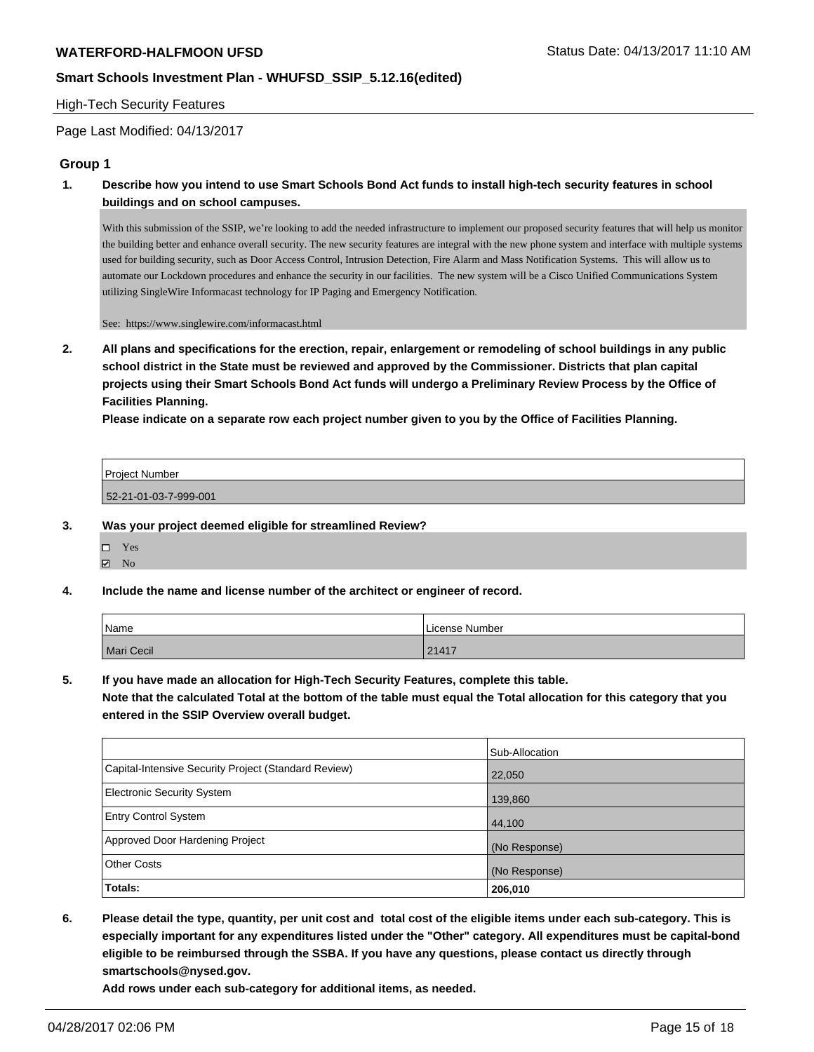High-Tech Security Features

Page Last Modified: 04/13/2017

## Group 1

**1. Describe how you intend to use Smart Schools Bond Act funds to install high-tech security features in school buildings and on school campuses.**

With this submission of the SSIP, we're looking to add the needed infrastructure to implement our proposed security features that will help us monitor the building better and enhance overall security. The new security features are integral with the new phone system and interface with multiple systems used for building security, such as Door Access Control, Intrusion Detection, Fire Alarm and Mass Notification Systems. This will allow us to automate our Lockdown procedures and enhance the security in our facilities. The new system will be a Cisco Unified Communications System utilizing SingleWire Informacast technology for IP Paging and Emergency Notification.

See: https://www.singlewire.com/informacast.html

**2. All plans and specifications for the erection, repair, enlargement or remodeling of school buildings in any public school district in the State must be reviewed and approved by the Commissioner. Districts that plan capital projects using their Smart Schools Bond Act funds will undergo a Preliminary Review Process by the Office of Facilities Planning.**

**Please indicate on a separate row each project number given to you by the Office of Facilities Planning.**

| Project Number |
| --- |
| 52-21-01-03-7-999-001 |

**3. Was your project deemed eligible for streamlined Review?**

- ☐ Yes
- ☑ No

**4. Include the name and license number of the architect or engineer of record.**

| Name | License Number |
| --- | --- |
| Mari Cecil | 21417 |

**5. If you have made an allocation for High-Tech Security Features, complete this table.**
**Note that the calculated Total at the bottom of the table must equal the Total allocation for this category that you entered in the SSIP Overview overall budget.**

| | Sub-Allocation |
| --- | --- |
| Capital-Intensive Security Project (Standard Review) | 22,050 |
| Electronic Security System | 139,860 |
| Entry Control System | 44,100 |
| Approved Door Hardening Project | (No Response) |
| Other Costs | (No Response) |
| **Totals:** | **206,010** |

**6. Please detail the type, quantity, per unit cost and total cost of the eligible items under each sub-category. This is especially important for any expenditures listed under the "Other" category. All expenditures must be capital-bond eligible to be reimbursed through the SSBA. If you have any questions, please contact us directly through smartschools@nysed.gov.**

**Add rows under each sub-category for additional items, as needed.**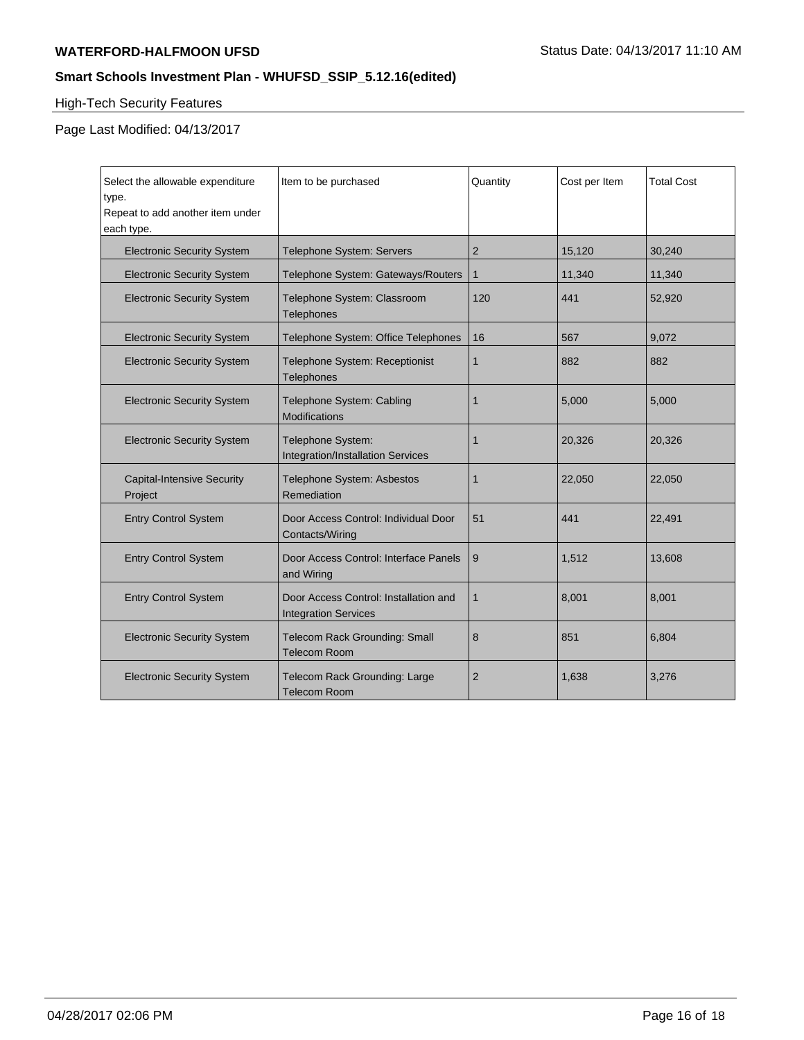## High-Tech Security Features

Page Last Modified: 04/13/2017

| Select the allowable expenditure type. Repeat to add another item under each type. | Item to be purchased | Quantity | Cost per Item | Total Cost |
|---|---|---|---|---|
| Electronic Security System | Telephone System: Servers | 2 | 15,120 | 30,240 |
| Electronic Security System | Telephone System: Gateways/Routers | 1 | 11,340 | 11,340 |
| Electronic Security System | Telephone System: Classroom Telephones | 120 | 441 | 52,920 |
| Electronic Security System | Telephone System: Office Telephones | 16 | 567 | 9,072 |
| Electronic Security System | Telephone System: Receptionist Telephones | 1 | 882 | 882 |
| Electronic Security System | Telephone System: Cabling Modifications | 1 | 5,000 | 5,000 |
| Electronic Security System | Telephone System: Integration/Installation Services | 1 | 20,326 | 20,326 |
| Capital-Intensive Security Project | Telephone System: Asbestos Remediation | 1 | 22,050 | 22,050 |
| Entry Control System | Door Access Control: Individual Door Contacts/Wiring | 51 | 441 | 22,491 |
| Entry Control System | Door Access Control: Interface Panels and Wiring | 9 | 1,512 | 13,608 |
| Entry Control System | Door Access Control: Installation and Integration Services | 1 | 8,001 | 8,001 |
| Electronic Security System | Telecom Rack Grounding: Small Telecom Room | 8 | 851 | 6,804 |
| Electronic Security System | Telecom Rack Grounding: Large Telecom Room | 2 | 1,638 | 3,276 |